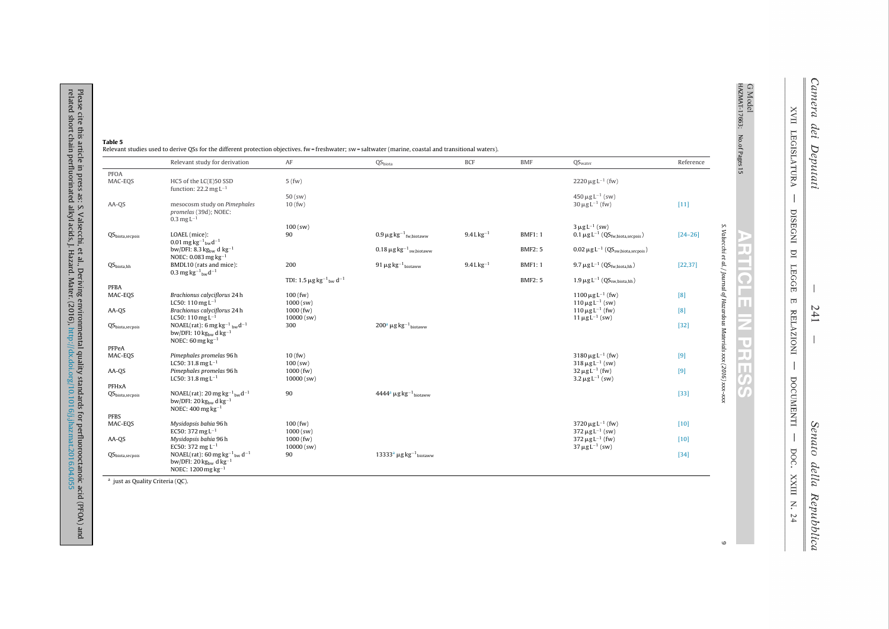**Table 5**

Relevant studies used to derive QSs for the different protection objectives. fw = freshwater; sw = saltwater (marine, coastal and transitional waters).

| | Relevant study for derivation | AF | $QS_{biota}$ | BCF | BMF | $QS_{water}$ | Reference |
|---|---|---|---|---|---|---|---|
| PFOA | | | | | | | |
| MAC-EQS | HC5 of the LC(E)50 SSD function: 22.2 mg $L^{-1}$ | 5 (fw) | | | | 2220 μg $L^{-1}$ (fw) | |
| | | 50 (sw) | | | | 450 μg $L^{-1}$ (sw) | |
| AA-QS | mesocosm study on *Pimephales promelas* (39d); NOEC: 0.3 mg $L^{-1}$ | 10 (fw) | | | | 30 μg $L^{-1}$ (fw) | [11] |
| | | 100 (sw) | | | | 3 μg $L^{-1}$ (sw) | |
| $QS_{biota,secpois}$ | LOAEL (mice): 0.01 mg $kg^{-1}{}_{bw}$ $d^{-1}$ | 90 | 0.9 μg $kg^{-1}{}_{fw,biotaww}$ | 9.4 L $kg^{-1}$ | BMF1: 1 | 0.1 μg $L^{-1}$ ($QS_{fw,biota,secpois}$) | [24–26] |
| | bw/DFI: 8.3 $kg_{bw}$ d $kg^{-1}$ NOEC: 0.083 mg $kg^{-1}$ | | 0.18 μg $kg^{-1}{}_{sw,biotaww}$ | | BMF2: 5 | 0.02 μg $L^{-1}$ ($QS_{sw,biota,secpois}$) | |
| $QS_{biota,hh}$ | BMDL10 (rats and mice): 0.3 mg $kg^{-1}{}_{bw}$ $d^{-1}$ | 200 | 91 μg $kg^{-1}{}_{biotaww}$ | 9.4 L $kg^{-1}$ | BMF1: 1 | 9.7 μg $L^{-1}$ ($QS_{fw,biota,hh}$) | [22,37] |
| | | TDI: 1.5 μg $kg^{-1}{}_{bw}$ $d^{-1}$ | | | BMF2: 5 | 1.9 μg $L^{-1}$ ($QS_{sw,biota,hh}$) | |
| PFBA | | | | | | | |
| MAC-EQS | *Brachionus calyciflorus* 24 h LC50: 110 mg $L^{-1}$ | 100 (fw) 1000 (sw) | | | | 1100 μg $L^{-1}$ (fw) 110 μg $L^{-1}$ (sw) | [8] |
| AA-QS | *Brachionus calyciflorus* 24 h LC50: 110 mg $L^{-1}$ | 1000 (fw) 10000 (sw) | | | | 110 μg $L^{-1}$ (fw) 11 μg $L^{-1}$ (sw) | [8] |
| $QS_{biota,secpois}$ | NOAEL(rat): 6 mg $kg^{-1}{}_{bw}$ $d^{-1}$ bw/DFI: 10 $kg_{bw}$ d $kg^{-1}$ NOEC: 60 mg $kg^{-1}$ | 300 | 200[a] μg $kg^{-1}{}_{biotaww}$ | | | | [32] |
| PFPeA | | | | | | | |
| MAC-EQS | *Pimephales promelas* 96 h LC50: 31.8 mg $L^{-1}$ | 10 (fw) 100 (sw) | | | | 3180 μg $L^{-1}$ (fw) 318 μg $L^{-1}$ (sw) | [9] |
| AA-QS | *Pimephales promelas* 96 h LC50: 31.8 mg $L^{-1}$ | 1000 (fw) 10000 (sw) | | | | 32 μg $L^{-1}$ (fw) 3.2 μg $L^{-1}$ (sw) | [9] |
| PFHxA | | | | | | | |
| $QS_{biota,secpois}$ | NOAEL(rat): 20 mg $kg^{-1}{}_{bw}$ $d^{-1}$ bw/DFI: 20 $kg_{bw}$ d $kg^{-1}$ NOEC: 400 mg $kg^{-1}$ | 90 | 4444[a] μg $kg^{-1}{}_{biotaww}$ | | | | [33] |
| PFBS | | | | | | | |
| MAC-EQS | *Mysidopsis bahia* 96 h EC50: 372 mg $L^{-1}$ | 100 (fw) 1000 (sw) | | | | 3720 μg $L^{-1}$ (fw) 372 μg $L^{-1}$ (sw) | [10] |
| AA-QS | *Mysidopsis bahia* 96 h EC50: 372 mg $L^{-1}$ | 1000 (fw) 10000 (sw) | | | | 372 μg $L^{-1}$ (fw) 37 μg $L^{-1}$ (sw) | [10] |
| $QS_{biota,secpois}$ | NOAEL(rat): 60 mg $kg^{-1}{}_{bw}$ $d^{-1}$ bw/DFI: 20 $kg_{bw}$ d $kg^{-1}$ NOEC: 1200 mg $kg^{-1}$ | 90 | 13333[a] μg $kg^{-1}{}_{biotaww}$ | | | | [34] |

[a] just as Quality Criteria (QC).

Please cite this article in press as: S. Valsecchi, et al., Deriving environmental quality standards for perfluorooctanoic acid (PFOA) and related short chain perfluorinated alkyl acids, J. Hazard. Mater. (2016), http://dx.doi.org/10.1016/j.jhazmat.2016.04.055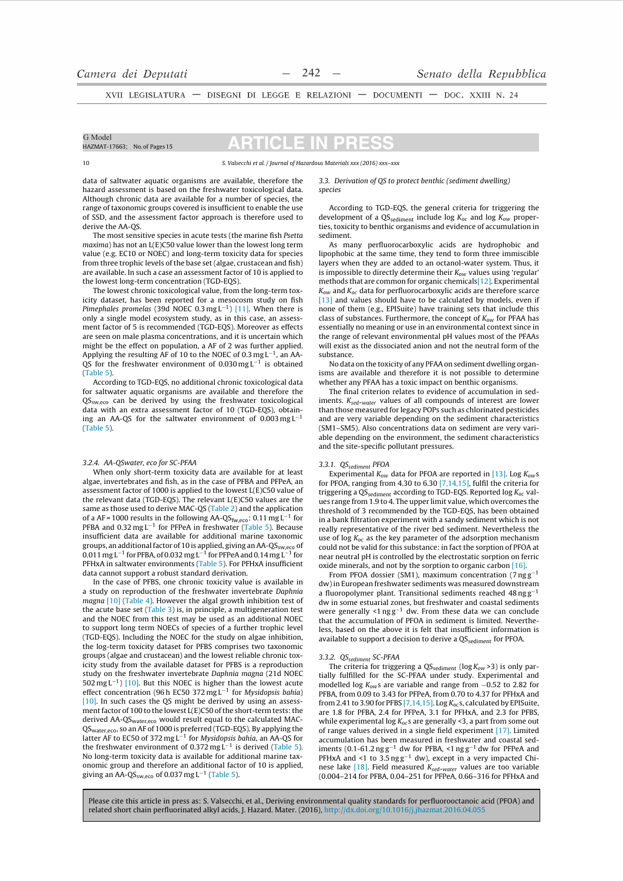data of saltwater aquatic organisms are available, therefore the hazard assessment is based on the freshwater toxicological data. Although chronic data are available for a number of species, the range of taxonomic groups covered is insufficient to enable the use of SSD, and the assessment factor approach is therefore used to derive the AA-QS.

The most sensitive species in acute tests (the marine fish *Psetta maxima*) has not an L(E)C50 value lower than the lowest long term value (e.g. EC10 or NOEC) and long-term toxicity data for species from three trophic levels of the base set (algae, crustacean and fish) are available. In such a case an assessment factor of 10 is applied to the lowest long-term concentration (TGD-EQS).

The lowest chronic toxicological value, from the long-term toxicity dataset, has been reported from a mesocosm study on fish *Pimephales promelas* (39d NOEC 0.3 mg $L^{-1}$) [11]. When there is only a single model ecosystem study, as in this case, an assessment factor of 5 is recommended (TGD-EQS). Moreover as effects are seen on male plasma concentrations, and it is uncertain which might be the effect on population, a AF of 2 was further applied. Applying the resulting AF of 10 to the NOEC of 0.3 mg $L^{-1}$, an AA-QS for the freshwater environment of 0.030 mg $L^{-1}$ is obtained (Table 5).

According to TGD-EQS, no additional chronic toxicological data for saltwater aquatic organisms are available and therefore the $QS_{sw,eco}$ can be derived by using the freshwater toxicological data with an extra assessment factor of 10 (TGD-EQS), obtaining an AA-QS for the saltwater environment of 0.003 mg $L^{-1}$ (Table 5).

#### 3.2.4. AA-QSwater, eco for SC-PFAA

When only short-term toxicity data are available for at least algae, invertebrates and fish, as in the case of PFBA and PFPeA, an assessment factor of 1000 is applied to the lowest L(E)C50 value of the relevant data (TGD-EQS). The relevant L(E)C50 values are the same as those used to derive MAC-QS (Table 2) and the application of a AF = 1000 results in the following AA-$QS_{fw,eco}$: 0.11 mg $L^{-1}$ for PFBA and 0.32 mg $L^{-1}$ for PFPeA in freshwater (Table 5). Because insufficient data are available for additional marine taxonomic groups, an additional factor of 10 is applied, giving an AA-$QS_{sw,eco}$ of 0.011 mg $L^{-1}$ for PFBA, of 0.032 mg $L^{-1}$ for PFPeA and 0.14 mg $L^{-1}$ for PFHxA in saltwater environments (Table 5). For PFHxA insufficient data cannot support a robust standard derivation.

In the case of PFBS, one chronic toxicity value is available in a study on reproduction of the freshwater invertebrate *Daphnia magna* [10] (Table 4). However the algal growth inhibition test of the acute base set (Table 3) is, in principle, a multigeneration test and the NOEC from this test may be used as an additional NOEC to support long term NOECs of species of a further trophic level (TGD-EQS). Including the NOEC for the study on algae inhibition, the log-term toxicity dataset for PFBS comprises two taxonomic groups (algae and crustacean) and the lowest reliable chronic toxicity study from the available dataset for PFBS is a reproduction study on the freshwater invertebrate *Daphnia magna* (21d NOEC 502 mg $L^{-1}$) [10]. But this NOEC is higher than the lowest acute effect concentration (96 h EC50 372 mg $L^{-1}$ for *Mysidopsis bahia*) [10]. In such cases the QS might be derived by using an assessment factor of 100 to the lowest L(E)C50 of the short-term tests: the derived AA-$QS_{water,eco}$ would result equal to the calculated MAC-$QS_{water,eco}$, so an AF of 1000 is preferred (TGD-EQS). By applying the latter AF to EC50 of 372 mg $L^{-1}$ for *Mysidopsis bahia*, an AA-QS for the freshwater environment of 0.372 mg $L^{-1}$ is derived (Table 5). No long-term toxicity data is available for additional marine taxonomic group and therefore an additional factor of 10 is applied, giving an AA-$QS_{sw,eco}$ of 0.037 mg $L^{-1}$ (Table 5).

### 3.3. Derivation of QS to protect benthic (sediment dwelling) species

According to TGD-EQS, the general criteria for triggering the development of a $QS_{sediment}$ include log $K_{oc}$ and log $K_{ow}$ properties, toxicity to benthic organisms and evidence of accumulation in sediment.

As many perfluorocarboxylic acids are hydrophobic and lipophobic at the same time, they tend to form three immiscible layers when they are added to an octanol-water system. Thus, it is impossible to directly determine their $K_{ow}$ values using 'regular' methods that are common for organic chemicals [12]. Experimental $K_{ow}$ and $K_{oc}$ data for perfluorocarboxylic acids are therefore scarce [13] and values should have to be calculated by models, even if none of them (e.g., EPISuite) have training sets that include this class of substances. Furthermore, the concept of $K_{ow}$ for PFAA has essentially no meaning or use in an environmental context since in the range of relevant environmental pH values most of the PFAAs will exist as the dissociated anion and not the neutral form of the substance.

No data on the toxicity of any PFAA on sediment dwelling organisms are available and therefore it is not possible to determine whether any PFAA has a toxic impact on benthic organisms.

The final criterion relates to evidence of accumulation in sediments. $K_{sed-water}$ values of all compounds of interest are lower than those measured for legacy POPs such as chlorinated pesticides and are very variable depending on the sediment characteristics (SM1–SM5). Also concentrations data on sediment are very variable depending on the environment, the sediment characteristics and the site-specific pollutant pressures.

#### 3.3.1. $QS_{sediment}$ PFOA

Experimental $K_{ow}$ data for PFOA are reported in [13]. Log $K_{ow}$s for PFOA, ranging from 4.30 to 6.30 [7,14,15], fulfil the criteria for triggering a $QS_{sediment}$ according to TGD-EQS. Reported log $K_{oc}$ values range from 1.9 to 4. The upper limit value, which overcomes the threshold of 3 recommended by the TGD-EQS, has been obtained in a bank filtration experiment with a sandy sediment which is not fully representative of the river bed sediment. Nevertheless the use of log $K_{oc}$ as the key parameter of the adsorption mechanism could not be valid for this substance: in fact the sorption of PFOA at near neutral pH is controlled by the electrostatic sorption on ferric oxide minerals, and not by the sorption to organic carbon [16].

From PFOA dossier (SM1), maximum concentration (7 ng $g^{-1}$ dw) in European freshwater sediments was measured downstream a fluoropolymer plant. Transitional sediments reached 48 ng $g^{-1}$ dw in some estuarial zones, but freshwater and coastal sediments were generally <1 ng $g^{-1}$ dw. From these data we can conclude that the accumulation of PFOA in sediment is limited. Nevertheless, based on the above it is felt that insufficient information is available to support a decision to derive a $QS_{sediment}$ for PFOA.

#### 3.3.2. $QS_{sediment}$ SC-PFAA

The criteria for triggering a $QS_{sediment}$ (log $K_{ow}$ >3) is only partially fulfilled for the SC-PFAA under study. Experimental and modelled log $K_{ow}$s are variable and range from −0.52 to 2.82 for PFBA, from 0.09 to 3.43 for PFPeA, from 0.70 to 4.37 for PFHxA and from 2.41 to 3.90 for PFBS [7,14,15]. Log $K_{oc}$s, calculated by EPISuite, are 1.8 for PFBA, 2.4 for PFPeA, 3.1 for PFHxA, and 2.3 for PFBS, while experimental log $K_{oc}$s are generally <3, a part from some out of range values derived in a single field experiment [17]. Limited accumulation has been measured in freshwater and coastal sediments (0.1-61.2 ng $g^{-1}$ dw for PFBA, <1 ng $g^{-1}$ dw for PFPeA and PFHxA and <1 to 3.5 ng $g^{-1}$ dw), except in a very impacted Chinese lake [18]. Field measured $K_{sed-water}$ values are too variable (0.004–214 for PFBA, 0.04–251 for PFPeA, 0.66–316 for PFHxA and

Please cite this article in press as: S. Valsecchi, et al., Deriving environmental quality standards for perfluorooctanoic acid (PFOA) and related short chain perfluorinated alkyl acids, J. Hazard. Mater. (2016), http://dx.doi.org/10.1016/j.jhazmat.2016.04.055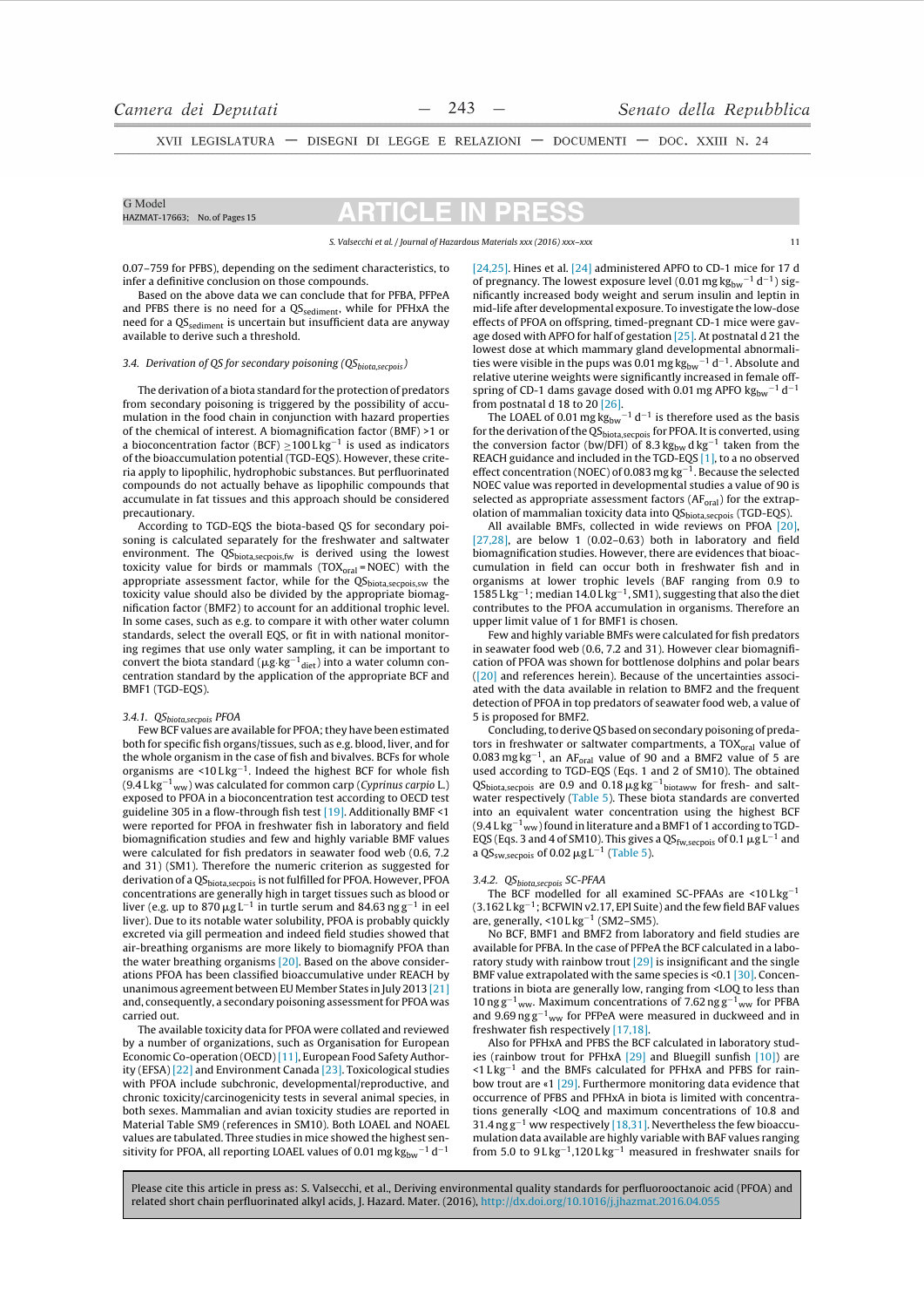0.07–759 for PFBS), depending on the sediment characteristics, to infer a definitive conclusion on those compounds.

Based on the above data we can conclude that for PFBA, PFPeA and PFBS there is no need for a $QS_{sediment}$, while for PFHxA the need for a $QS_{sediment}$ is uncertain but insufficient data are anyway available to derive such a threshold.

### 3.4. Derivation of QS for secondary poisoning ($QS_{biota,secpois}$)

The derivation of a biota standard for the protection of predators from secondary poisoning is triggered by the possibility of accumulation in the food chain in conjunction with hazard properties of the chemical of interest. A biomagnification factor (BMF) >1 or a bioconcentration factor (BCF) ≥100 L kg$^{-1}$ is used as indicators of the bioaccumulation potential (TGD-EQS). However, these criteria apply to lipophilic, hydrophobic substances. But perfluorinated compounds do not actually behave as lipophilic compounds that accumulate in fat tissues and this approach should be considered precautionary.

According to TGD-EQS the biota-based QS for secondary poisoning is calculated separately for the freshwater and saltwater environment. The $QS_{biota,secpois,fw}$ is derived using the lowest toxicity value for birds or mammals ($TOX_{oral}$ = NOEC) with the appropriate assessment factor, while for the $QS_{biota,secpois,sw}$ the toxicity value should also be divided by the appropriate biomagnification factor (BMF2) to account for an additional trophic level. In some cases, such as e.g. to compare it with other water column standards, select the overall EQS, or fit in with national monitoring regimes that use only water sampling, it can be important to convert the biota standard (μg·kg$^{-1}$$_{diet}$) into a water column concentration standard by the application of the appropriate BCF and BMF1 (TGD-EQS).

#### 3.4.1. $QS_{biota,secpois}$ PFOA

Few BCF values are available for PFOA; they have been estimated both for specific fish organs/tissues, such as e.g. blood, liver, and for the whole organism in the case of fish and bivalves. BCFs for whole organisms are <10 L kg$^{-1}$. Indeed the highest BCF for whole fish (9.4 L kg$^{-1}$$_{ww}$) was calculated for common carp (*Cyprinus carpio* L.) exposed to PFOA in a bioconcentration test according to OECD test guideline 305 in a flow-through fish test [19]. Additionally BMF <1 were reported for PFOA in freshwater fish in laboratory and field biomagnification studies and few and highly variable BMF values were calculated for fish predators in seawater food web (0.6, 7.2 and 31) (SM1). Therefore the numeric criterion as suggested for derivation of a $QS_{biota,secpois}$ is not fulfilled for PFOA. However, PFOA concentrations are generally high in target tissues such as blood or liver (e.g. up to 870 μg L$^{-1}$ in turtle serum and 84.63 ng g$^{-1}$ in eel liver). Due to its notable water solubility, PFOA is probably quickly excreted via gill permeation and indeed field studies showed that air-breathing organisms are more likely to biomagnify PFOA than the water breathing organisms [20]. Based on the above considerations PFOA has been classified bioaccumulative under REACH by unanimous agreement between EU Member States in July 2013 [21] and, consequently, a secondary poisoning assessment for PFOA was carried out.

The available toxicity data for PFOA were collated and reviewed by a number of organizations, such as Organisation for European Economic Co-operation (OECD) [11], European Food Safety Authority (EFSA) [22] and Environment Canada [23]. Toxicological studies with PFOA include subchronic, developmental/reproductive, and chronic toxicity/carcinogenicity tests in several animal species, in both sexes. Mammalian and avian toxicity studies are reported in Material Table SM9 (references in SM10). Both LOAEL and NOAEL values are tabulated. Three studies in mice showed the highest sensitivity for PFOA, all reporting LOAEL values of 0.01 mg kg$_{bw}$$^{-1}$ d$^{-1}$ [24,25]. Hines et al. [24] administered APFO to CD-1 mice for 17 d of pregnancy. The lowest exposure level (0.01 mg kg$_{bw}$$^{-1}$ d$^{-1}$) significantly increased body weight and serum insulin and leptin in mid-life after developmental exposure. To investigate the low-dose effects of PFOA on offspring, timed-pregnant CD-1 mice were gavage dosed with APFO for half of gestation [25]. At postnatal d 21 the lowest dose at which mammary gland developmental abnormalities were visible in the pups was 0.01 mg kg$_{bw}$$^{-1}$ d$^{-1}$. Absolute and relative uterine weights were significantly increased in female offspring of CD-1 dams gavage dosed with 0.01 mg APFO kg$_{bw}$$^{-1}$ d$^{-1}$ from postnatal d 18 to 20 [26].

The LOAEL of 0.01 mg kg$_{bw}$$^{-1}$ d$^{-1}$ is therefore used as the basis for the derivation of the $QS_{biota,secpois}$ for PFOA. It is converted, using the conversion factor (bw/DFI) of 8.3 kg$_{bw}$ d kg$^{-1}$ taken from the REACH guidance and included in the TGD-EQS [1], to a no observed effect concentration (NOEC) of 0.083 mg kg$^{-1}$. Because the selected NOEC value was reported in developmental studies a value of 90 is selected as appropriate assessment factors ($AF_{oral}$) for the extrapolation of mammalian toxicity data into $QS_{biota,secpois}$ (TGD-EQS).

All available BMFs, collected in wide reviews on PFOA [20], [27,28], are below 1 (0.02–0.63) both in laboratory and field biomagnification studies. However, there are evidences that bioaccumulation in field can occur both in freshwater fish and in organisms at lower trophic levels (BAF ranging from 0.9 to 1585 L kg$^{-1}$; median 14.0 L kg$^{-1}$, SM1), suggesting that also the diet contributes to the PFOA accumulation in organisms. Therefore an upper limit value of 1 for BMF1 is chosen.

Few and highly variable BMFs were calculated for fish predators in seawater food web (0.6, 7.2 and 31). However clear biomagnification of PFOA was shown for bottlenose dolphins and polar bears ([20] and references herein). Because of the uncertainties associated with the data available in relation to BMF2 and the frequent detection of PFOA in top predators of seawater food web, a value of 5 is proposed for BMF2.

Concluding, to derive QS based on secondary poisoning of predators in freshwater or saltwater compartments, a $TOX_{oral}$ value of 0.083 mg kg$^{-1}$, an $AF_{oral}$ value of 90 and a BMF2 value of 5 are used according to TGD-EQS (Eqs. 1 and 2 of SM10). The obtained $QS_{biota,secpois}$ are 0.9 and 0.18 μg kg$^{-1}$$_{biotaww}$ for fresh- and saltwater respectively (Table 5). These biota standards are converted into an equivalent water concentration using the highest BCF (9.4 L kg$^{-1}$$_{ww}$) found in literature and a BMF1 of 1 according to TGD-EQS (Eqs. 3 and 4 of SM10). This gives a $QS_{fw,secpois}$ of 0.1 μg L$^{-1}$ and a $QS_{sw,secpois}$ of 0.02 μg L$^{-1}$ (Table 5).

#### 3.4.2. $QS_{biota,secpois}$ SC-PFAA

The BCF modelled for all examined SC-PFAAs are <10 L kg$^{-1}$ (3.162 L kg$^{-1}$; BCFWIN v2.17, EPI Suite) and the few field BAF values are, generally, <10 L kg$^{-1}$ (SM2–SM5).

No BCF, BMF1 and BMF2 from laboratory and field studies are available for PFBA. In the case of PFPeA the BCF calculated in a laboratory study with rainbow trout [29] is insignificant and the single BMF value extrapolated with the same species is <0.1 [30]. Concentrations in biota are generally low, ranging from <LOQ to less than 10 ng g$^{-1}$$_{ww}$. Maximum concentrations of 7.62 ng g$^{-1}$$_{ww}$ for PFBA and 9.69 ng g$^{-1}$$_{ww}$ for PFPeA were measured in duckweed and in freshwater fish respectively [17,18].

Also for PFHxA and PFBS the BCF calculated in laboratory studies (rainbow trout for PFHxA [29] and Bluegill sunfish [10]) are <1 L kg$^{-1}$ and the BMFs calculated for PFHxA and PFBS for rainbow trout are «1 [29]. Furthermore monitoring data evidence that occurrence of PFBS and PFHxA in biota is limited with concentrations generally <LOQ and maximum concentrations of 10.8 and 31.4 ng g$^{-1}$ ww respectively [18,31]. Nevertheless the few bioaccumulation data available are highly variable with BAF values ranging from 5.0 to 9 L kg$^{-1}$,120 L kg$^{-1}$ measured in freshwater snails for

Please cite this article in press as: S. Valsecchi, et al., Deriving environmental quality standards for perfluorooctanoic acid (PFOA) and related short chain perfluorinated alkyl acids, J. Hazard. Mater. (2016), http://dx.doi.org/10.1016/j.jhazmat.2016.04.055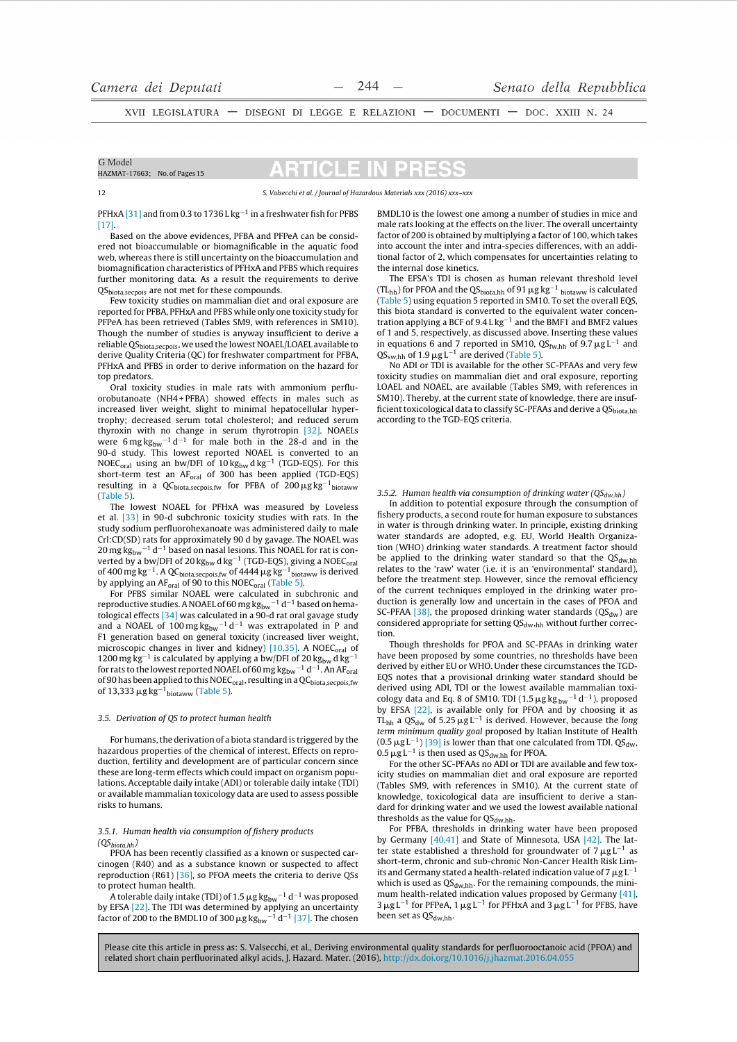PFHxA [31] and from 0.3 to 1736 L kg$^{-1}$ in a freshwater fish for PFBS [17].

Based on the above evidences, PFBA and PFPeA can be considered not bioaccumulable or biomagnificable in the aquatic food web, whereas there is still uncertainty on the bioaccumulation and biomagnification characteristics of PFHxA and PFBS which requires further monitoring data. As a result the requirements to derive $QS_{biota,secpois}$ are not met for these compounds.

Few toxicity studies on mammalian diet and oral exposure are reported for PFBA, PFHxA and PFBS while only one toxicity study for PFPeA has been retrieved (Tables SM9, with references in SM10). Though the number of studies is anyway insufficient to derive a reliable $QS_{biota,secpois}$, we used the lowest NOAEL/LOAEL available to derive Quality Criteria (QC) for freshwater compartment for PFBA, PFHxA and PFBS in order to derive information on the hazard for top predators.

Oral toxicity studies in male rats with ammonium perfluorobutanoate (NH4 + PFBA) showed effects in males such as increased liver weight, slight to minimal hepatocellular hypertrophy; decreased serum total cholesterol; and reduced serum thyroxin with no change in serum thyrotropin [32]. NOAELs were 6 mg $kg_{bw}^{-1}$ $d^{-1}$ for male both in the 28-d and in the 90-d study. This lowest reported NOAEL is converted to an $NOEC_{oral}$ using an bw/DFI of 10 $kg_{bw}$ d $kg^{-1}$ (TGD-EQS). For this short-term test an $AF_{oral}$ of 300 has been applied (TGD-EQS) resulting in a $QC_{biota,secpois,fw}$ for PFBA of 200 μg $kg^{-1}{}_{biotaww}$ (Table 5).

The lowest NOAEL for PFHxA was measured by Loveless et al. [33] in 90-d subchronic toxicity studies with rats. In the study sodium perfluorohexanoate was administered daily to male Crl:CD(SD) rats for approximately 90 d by gavage. The NOAEL was 20 mg $kg_{bw}^{-1}$ $d^{-1}$ based on nasal lesions. This NOAEL for rat is converted by a bw/DFI of 20 $kg_{bw}$ d $kg^{-1}$ (TGD-EQS), giving a $NOEC_{oral}$ of 400 mg $kg^{-1}$. A $QC_{biota,secpois,fw}$ of 4444 μg $kg^{-1}{}_{biotaww}$ is derived by applying an $AF_{oral}$ of 90 to this $NOEC_{oral}$ (Table 5).

For PFBS similar NOAEL were calculated in subchronic and reproductive studies. A NOAEL of 60 mg $kg_{bw}^{-1}$ $d^{-1}$ based on hematological effects [34] was calculated in a 90-d rat oral gavage study and a NOAEL of 100 mg $kg_{bw}^{-1}$ $d^{-1}$ was extrapolated in P and F1 generation based on general toxicity (increased liver weight, microscopic changes in liver and kidney) [10,35]. A $NOEC_{oral}$ of 1200 mg $kg^{-1}$ is calculated by applying a bw/DFI of 20 $kg_{bw}$ d $kg^{-1}$ for rats to the lowest reported NOAEL of 60 mg $kg_{bw}^{-1}$ $d^{-1}$. An $AF_{oral}$ of 90 has been applied to this $NOEC_{oral}$, resulting in a $QC_{biota,secpois,fw}$ of 13,333 μg $kg^{-1}{}_{biotaww}$ (Table 5).

### 3.5. Derivation of QS to protect human health

For humans, the derivation of a biota standard is triggered by the hazardous properties of the chemical of interest. Effects on reproduction, fertility and development are of particular concern since these are long-term effects which could impact on organism populations. Acceptable daily intake (ADI) or tolerable daily intake (TDI) or available mammalian toxicology data are used to assess possible risks to humans.

#### 3.5.1. Human health via consumption of fishery products ($QS_{biota,hh}$)

PFOA has been recently classified as a known or suspected carcinogen (R40) and as a substance known or suspected to affect reproduction (R61) [36], so PFOA meets the criteria to derive QSs to protect human health.

A tolerable daily intake (TDI) of 1.5 μg $kg_{bw}^{-1}$ $d^{-1}$ was proposed by EFSA [22]. The TDI was determined by applying an uncertainty factor of 200 to the BMDL10 of 300 μg $kg_{bw}^{-1}$ $d^{-1}$ [37]. The chosen BMDL10 is the lowest one among a number of studies in mice and male rats looking at the effects on the liver. The overall uncertainty factor of 200 is obtained by multiplying a factor of 100, which takes into account the inter and intra-species differences, with an additional factor of 2, which compensates for uncertainties relating to the internal dose kinetics.

The EFSA's TDI is chosen as human relevant threshold level ($TL_{hh}$) for PFOA and the $QS_{biota,hh}$ of 91 μg $kg^{-1}$ $_{biotaww}$ is calculated (Table 5) using equation 5 reported in SM10. To set the overall EQS, this biota standard is converted to the equivalent water concentration applying a BCF of 9.4 L $kg^{-1}$ and the BMF1 and BMF2 values of 1 and 5, respectively, as discussed above. Inserting these values in equations 6 and 7 reported in SM10, $QS_{fw,hh}$ of 9.7 μg $L^{-1}$ and $QS_{sw,hh}$ of 1.9 μg $L^{-1}$ are derived (Table 5).

No ADI or TDI is available for the other SC-PFAAs and very few toxicity studies on mammalian diet and oral exposure, reporting LOAEL and NOAEL, are available (Tables SM9, with references in SM10). Thereby, at the current state of knowledge, there are insufficient toxicological data to classify SC-PFAAs and derive a $QS_{biota,hh}$ according to the TGD-EQS criteria.

#### 3.5.2. Human health via consumption of drinking water ($QS_{dw,hh}$)

In addition to potential exposure through the consumption of fishery products, a second route for human exposure to substances in water is through drinking water. In principle, existing drinking water standards are adopted, e.g. EU, World Health Organization (WHO) drinking water standards. A treatment factor should be applied to the drinking water standard so that the $QS_{dw,hh}$ relates to the 'raw' water (i.e. it is an 'environmental' standard), before the treatment step. However, since the removal efficiency of the current techniques employed in the drinking water production is generally low and uncertain in the cases of PFOA and SC-PFAA [38], the proposed drinking water standards ($QS_{dw}$) are considered appropriate for setting $QS_{dw,hh}$ without further correction.

Though thresholds for PFOA and SC-PFAAs in drinking water have been proposed by some countries, no thresholds have been derived by either EU or WHO. Under these circumstances the TGD-EQS notes that a provisional drinking water standard should be derived using ADI, TDI or the lowest available mammalian toxicology data and Eq. 8 of SM10. TDI (1.5 μg $kg_{bw}^{-1}$ $d^{-1}$), proposed by EFSA [22], is available only for PFOA and by choosing it as $TL_{hh}$ a $QS_{dw}$ of 5.25 μg $L^{-1}$ is derived. However, because the *long term minimum quality goal* proposed by Italian Institute of Health (0.5 μg $L^{-1}$) [39] is lower than that one calculated from TDI. $QS_{dw}$, 0.5 μg $L^{-1}$ is then used as $QS_{dw,hh}$ for PFOA.

For the other SC-PFAAs no ADI or TDI are available and few toxicity studies on mammalian diet and oral exposure are reported (Tables SM9, with references in SM10). At the current state of knowledge, toxicological data are insufficient to derive a standard for drinking water and we used the lowest available national thresholds as the value for $QS_{dw,hh}$.

For PFBA, thresholds in drinking water have been proposed by Germany [40,41] and State of Minnesota, USA [42]. The latter state established a threshold for groundwater of 7 μg $L^{-1}$ as short-term, chronic and sub-chronic Non-Cancer Health Risk Limits and Germany stated a health-related indication value of 7 μg $L^{-1}$ which is used as $QS_{dw,hh}$. For the remaining compounds, the minimum health-related indication values proposed by Germany [41], 3 μg $L^{-1}$ for PFPeA, 1 μg $L^{-1}$ for PFHxA and 3 μg $L^{-1}$ for PFBS, have been set as $QS_{dw,hh}$.

Please cite this article in press as: S. Valsecchi, et al., Deriving environmental quality standards for perfluorooctanoic acid (PFOA) and related short chain perfluorinated alkyl acids, J. Hazard. Mater. (2016), http://dx.doi.org/10.1016/j.jhazmat.2016.04.055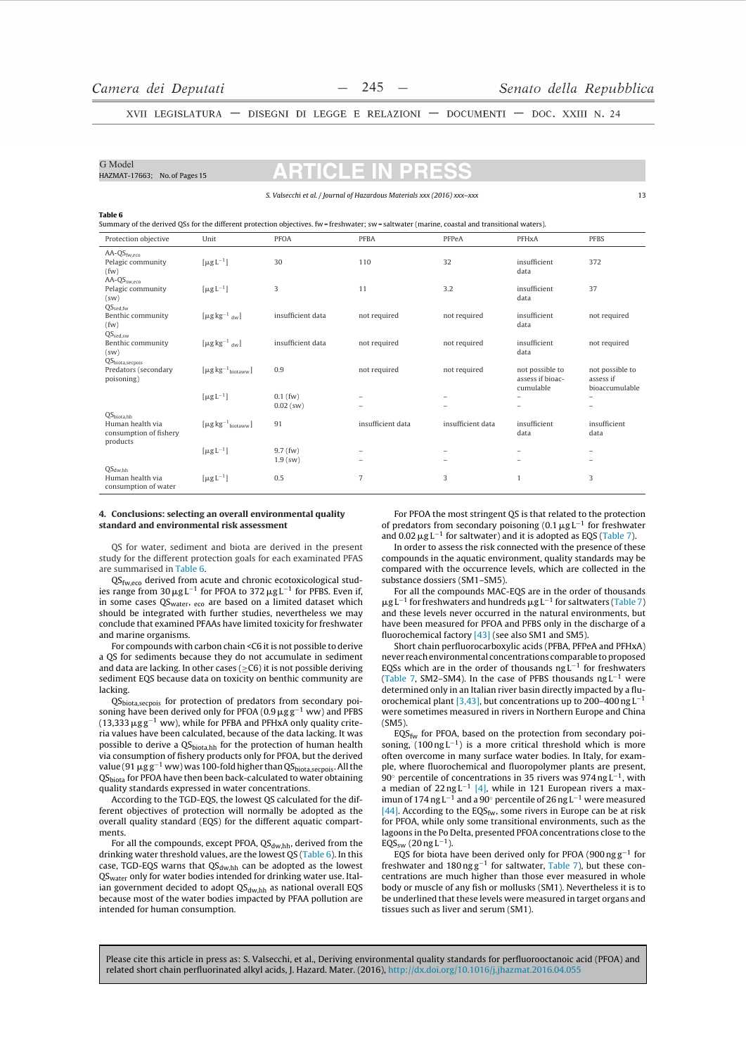**Table 6**
Summary of the derived QSs for the different protection objectives. fw = freshwater; sw = saltwater (marine, coastal and transitional waters).

| Protection objective | Unit | PFOA | PFBA | PFPeA | PFHxA | PFBS |
|---|---|---|---|---|---|---|
| $AA\text{-}QS_{fw,eco}$ Pelagic community (fw) | $[\mu g\,L^{-1}]$ | 30 | 110 | 32 | insufficient data | 372 |
| $AA\text{-}QS_{sw,eco}$ Pelagic community (sw) | $[\mu g\,L^{-1}]$ | 3 | 11 | 3.2 | insufficient data | 37 |
| $QS_{sed,fw}$ Benthic community (fw) | $[\mu g\,kg^{-1}{}_{dw}]$ | insufficient data | not required | not required | insufficient data | not required |
| $QS_{sed,sw}$ Benthic community (sw) | $[\mu g\,kg^{-1}{}_{dw}]$ | insufficient data | not required | not required | insufficient data | not required |
| $QS_{biota,secpois}$ Predators (secondary poisoning) | $[\mu g\,kg^{-1}{}_{biotaww}]$ | 0.9 | not required | not required | not possible to assess if bioaccumulable | not possible to assess if bioaccumulable |
| | $[\mu g\,L^{-1}]$ | 0.1 (fw) 0.02 (sw) | – – | – – | – – | – – |
| $QS_{biota,hh}$ Human health via consumption of fishery products | $[\mu g\,kg^{-1}{}_{biotaww}]$ | 91 | insufficient data | insufficient data | insufficient data | insufficient data |
| | $[\mu g\,L^{-1}]$ | 9.7 (fw) 1.9 (sw) | – – | – – | – – | – – |
| $QS_{dw,hh}$ Human health via consumption of water | $[\mu g\,L^{-1}]$ | 0.5 | 7 | 3 | 1 | 3 |

## 4. Conclusions: selecting an overall environmental quality standard and environmental risk assessment

QS for water, sediment and biota are derived in the present study for the different protection goals for each examinated PFAS are summarised in Table 6.

$QS_{fw,eco}$ derived from acute and chronic ecotoxicological studies range from 30 $\mu g\,L^{-1}$ for PFOA to 372 $\mu g\,L^{-1}$ for PFBS. Even if, in some cases $QS_{water,\ eco}$ are based on a limited dataset which should be integrated with further studies, nevertheless we may conclude that examined PFAAs have limited toxicity for freshwater and marine organisms.

For compounds with carbon chain <C6 it is not possible to derive a QS for sediments because they do not accumulate in sediment and data are lacking. In other cases (≥C6) it is not possible deriving sediment EQS because data on toxicity on benthic community are lacking.

$QS_{biota,secpois}$ for protection of predators from secondary poisoning have been derived only for PFOA (0.9 $\mu g\,g^{-1}$ ww) and PFBS (13,333 $\mu g\,g^{-1}$ ww), while for PFBA and PFHxA only quality criteria values have been calculated, because of the data lacking. It was possible to derive a $QS_{biota,hh}$ for the protection of human health via consumption of fishery products only for PFOA, but the derived value (91 $\mu g\,g^{-1}$ ww) was 100-fold higher than $QS_{biota,secpois}$. All the $QS_{biota}$ for PFOA have then been back-calculated to water obtaining quality standards expressed in water concentrations.

According to the TGD-EQS, the lowest QS calculated for the different objectives of protection will normally be adopted as the overall quality standard (EQS) for the different aquatic compartments.

For all the compounds, except PFOA, $QS_{dw,hh}$, derived from the drinking water threshold values, are the lowest QS (Table 6). In this case, TGD-EQS warns that $QS_{dw,hh}$ can be adopted as the lowest $QS_{water}$ only for water bodies intended for drinking water use. Italian government decided to adopt $QS_{dw,hh}$ as national overall EQS because most of the water bodies impacted by PFAA pollution are intended for human consumption.

For PFOA the most stringent QS is that related to the protection of predators from secondary poisoning (0.1 $\mu g\,L^{-1}$ for freshwater and 0.02 $\mu g\,L^{-1}$ for saltwater) and it is adopted as EQS (Table 7).

In order to assess the risk connected with the presence of these compounds in the aquatic environment, quality standards may be compared with the occurrence levels, which are collected in the substance dossiers (SM1–SM5).

For all the compounds MAC-EQS are in the order of thousands $\mu g\,L^{-1}$ for freshwaters and hundreds $\mu g\,L^{-1}$ for saltwaters (Table 7) and these levels never occurred in the natural environments, but have been measured for PFOA and PFBS only in the discharge of a fluorochemical factory [43] (see also SM1 and SM5).

Short chain perfluorocarboxylic acids (PFBA, PFPeA and PFHxA) never reach environmental concentrations comparable to proposed EQSs which are in the order of thousands ng $L^{-1}$ for freshwaters (Table 7, SM2–SM4). In the case of PFBS thousands ng $L^{-1}$ were determined only in an Italian river basin directly impacted by a fluorochemical plant [3,43], but concentrations up to 200–400 ng $L^{-1}$ were sometimes measured in rivers in Northern Europe and China (SM5).

$EQS_{fw}$ for PFOA, based on the protection from secondary poisoning, (100 ng $L^{-1}$) is a more critical threshold which is more often overcome in many surface water bodies. In Italy, for example, where fluorochemical and fluoropolymer plants are present, 90° percentile of concentrations in 35 rivers was 974 ng $L^{-1}$, with a median of 22 ng $L^{-1}$ [4], while in 121 European rivers a maximun of 174 ng $L^{-1}$ and a 90° percentile of 26 ng $L^{-1}$ were measured [44]. According to the $EQS_{fw}$, some rivers in Europe can be at risk for PFOA, while only some transitional environments, such as the lagoons in the Po Delta, presented PFOA concentrations close to the $EQS_{sw}$ (20 ng $L^{-1}$).

EQS for biota have been derived only for PFOA (900 ng $g^{-1}$ for freshwater and 180 ng $g^{-1}$ for saltwater, Table 7), but these concentrations are much higher than those ever measured in whole body or muscle of any fish or mollusks (SM1). Nevertheless it is to be underlined that these levels were measured in target organs and tissues such as liver and serum (SM1).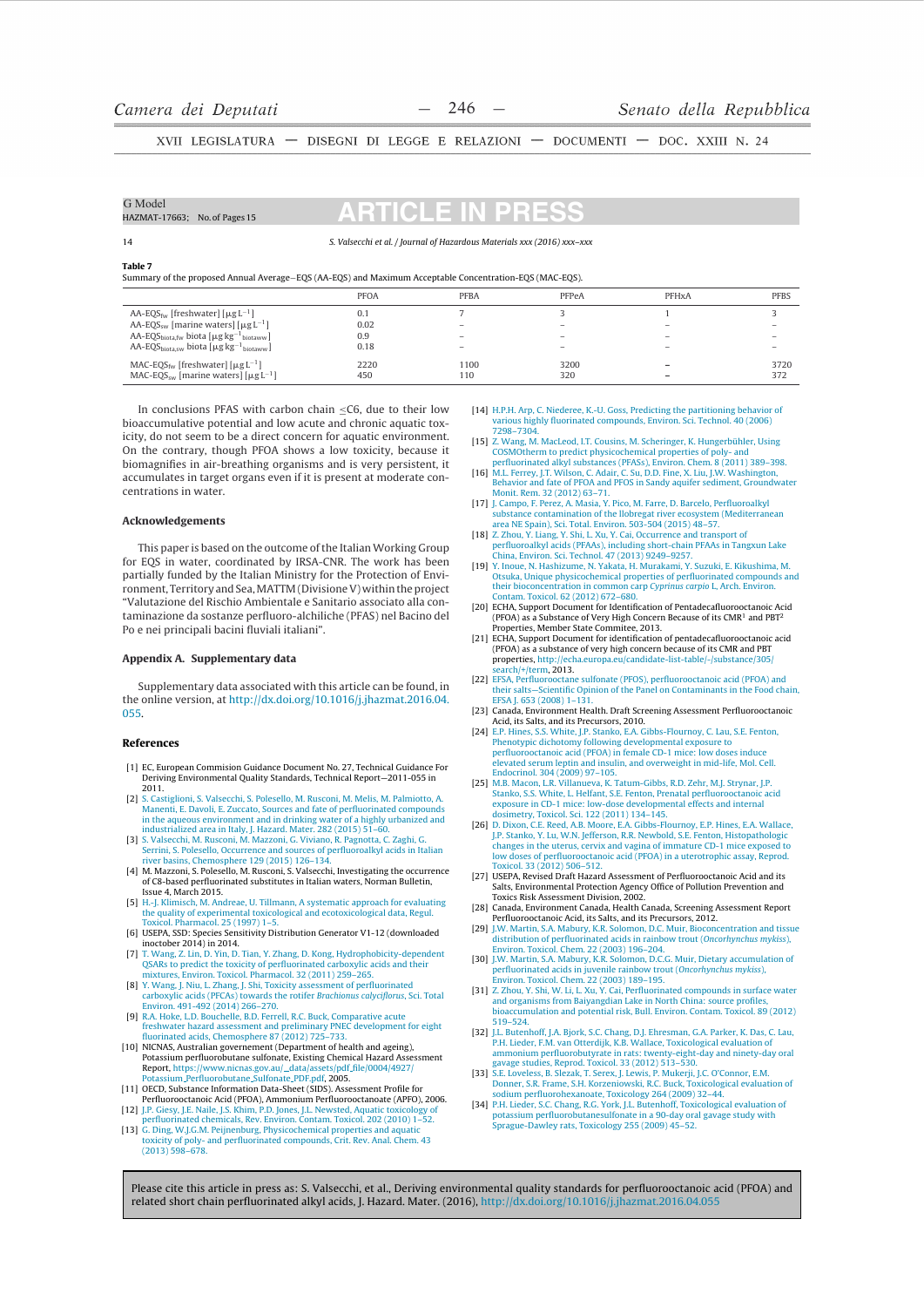**Table 7**
Summary of the proposed Annual Average–EQS (AA-EQS) and Maximum Acceptable Concentration-EQS (MAC-EQS).

| | PFOA | PFBA | PFPeA | PFHxA | PFBS |
|---|---|---|---|---|---|
| $AA\text{-}EQS_{fw}$ [freshwater] [$\mu g\,L^{-1}$] | 0.1 | 7 | 3 | 1 | 3 |
| $AA\text{-}EQS_{sw}$ [marine waters] [$\mu g\,L^{-1}$] | 0.02 | – | – | – | – |
| $AA\text{-}EQS_{biota,fw}$ biota [$\mu g\,kg^{-1}{}_{biotaww}$] | 0.9 | – | – | – | – |
| $AA\text{-}EQS_{biota,sw}$ biota [$\mu g\,kg^{-1}{}_{biotaww}$] | 0.18 | – | – | – | – |
| $MAC\text{-}EQS_{fw}$ [freshwater] [$\mu g\,L^{-1}$] | 2220 | 1100 | 3200 | – | 3720 |
| $MAC\text{-}EQS_{sw}$ [marine waters] [$\mu g\,L^{-1}$] | 450 | 110 | 320 | – | 372 |

In conclusions PFAS with carbon chain ≤C6, due to their low bioaccumulative potential and low acute and chronic aquatic toxicity, do not seem to be a direct concern for aquatic environment. On the contrary, though PFOA shows a low toxicity, because it biomagnifies in air-breathing organisms and is very persistent, it accumulates in target organs even if it is present at moderate concentrations in water.

## Acknowledgements

This paper is based on the outcome of the Italian Working Group for EQS in water, coordinated by IRSA-CNR. The work has been partially funded by the Italian Ministry for the Protection of Environment, Territory and Sea, MATTM (Divisione V) within the project "Valutazione del Rischio Ambientale e Sanitario associato alla contaminazione da sostanze perfluoro-alchiliche (PFAS) nel Bacino del Po e nei principali bacini fluviali italiani".

## Appendix A. Supplementary data

Supplementary data associated with this article can be found, in the online version, at http://dx.doi.org/10.1016/j.jhazmat.2016.04.055.

## References

[1] EC, European Commision Guidance Document No. 27, Technical Guidance For Deriving Environmental Quality Standards, Technical Report—2011-055 in 2011.

[2] S. Castiglioni, S. Valsecchi, S. Polesello, M. Rusconi, M. Melis, M. Palmiotto, A. Manenti, E. Davoli, E. Zuccato, Sources and fate of perfluorinated compounds in the aqueous environment and in drinking water of a highly urbanized and industrialized area in Italy, J. Hazard. Mater. 282 (2015) 51–60.

[3] S. Valsecchi, M. Rusconi, M. Mazzoni, G. Viviano, R. Pagnotta, C. Zaghi, G. Serrini, S. Polesello, Occurrence and sources of perfluoroalkyl acids in Italian river basins, Chemosphere 129 (2015) 126–134.

[4] M. Mazzoni, S. Polesello, M. Rusconi, S. Valsecchi, Investigating the occurrence of C8-based perfluorinated substitutes in Italian waters, Norman Bulletin, Issue 4, March 2015.

[5] H.-J. Klimisch, M. Andreae, U. Tillmann, A systematic approach for evaluating the quality of experimental toxicological and ecotoxicological data, Regul. Toxicol. Pharmacol. 25 (1997) 1–5.

[6] USEPA, SSD: Species Sensitivity Distribution Generator V1-12 (downloaded inoctober 2014) in 2014.

[7] T. Wang, Z. Lin, D. Yin, D. Tian, Y. Zhang, D. Kong, Hydrophobicity-dependent QSARs to predict the toxicity of perfluorinated carboxylic acids and their mixtures, Environ. Toxicol. Pharmacol. 32 (2011) 259–265.

[8] Y. Wang, J. Niu, L. Zhang, J. Shi, Toxicity assessment of perfluorinated carboxylic acids (PFCAs) towards the rotifer *Brachionus calyciflorus*, Sci. Total Environ. 491-492 (2014) 266–270.

[9] R.A. Hoke, L.D. Bouchelle, B.D. Ferrell, R.C. Buck, Comparative acute freshwater hazard assessment and preliminary PNEC development for eight fluorinated acids, Chemosphere 87 (2012) 725–733.

[10] NICNAS, Australian government (Department of health and ageing), Potassium perfluorobutane sulfonate, Existing Chemical Hazard Assessment Report, https://www.nicnas.gov.au/_data/assets/pdf_file/0004/4927/Potassium_Perfluorobutane_Sulfonate_PDF.pdf, 2005.

[11] OECD, Substance Information Data-Sheet (SIDS). Assessment Profile for Perfluorooctanoic Acid (PFOA), Ammonium Perfluorooctanoate (APFO), 2006.

[12] J.P. Giesy, J.E. Naile, J.S. Khim, P.D. Jones, J.L. Newsted, Aquatic toxicology of perfluorinated chemicals, Rev. Environ. Contam. Toxicol. 202 (2010) 1–52.

[13] C. Ding, W.J.G.M. Peijnenburg, Physicochemical properties and aquatic toxicity of poly- and perfluorinated compounds, Crit. Rev. Anal. Chem. 43 (2013) 598–678.

[14] H.P.H. Arp, C. Niederee, K.-U. Goss, Predicting the partitioning behavior of various highly fluorinated compounds, Environ. Sci. Technol. 40 (2006) 7298–7304.

[15] Z. Wang, M. MacLeod, I.T. Cousins, M. Scheringer, K. Hungerbühler, Using COSMOtherm to predict physicochemical properties of poly- and perfluorinated alkyl substances (PFASs), Environ. Chem. 8 (2011) 389–398.

[16] M.L. Ferrey, J.T. Wilson, C. Adair, C. Su, D.D. Fine, X. Liu, J.W. Washington, Behavior and fate of PFOA and PFOS in Sandy aquifer sediment, Groundwater Monit. Rem. 32 (2012) 63–71.

[17] J. Campo, F. Perez, A. Masia, Y. Pico, M. Farre, D. Barcelo, Perfluoroalkyl substance contamination of the llobregat river ecosystem (Mediterranean area NE Spain), Sci. Total. Environ. 503-504 (2015) 48–57.

[18] Z. Zhou, Y. Liang, Y. Shi, L. Xu, Y. Cai, Occurrence and transport of perfluoroalkyl acids (PFAAs), including short-chain PFAAs in Tangxun Lake China, Environ. Sci. Technol. 47 (2013) 9249–9257.

[19] Y. Inoue, N. Hashizume, N. Yakata, H. Murakami, Y. Suzuki, E. Kikushima, M. Otsuka, Unique physicochemical properties of perfluorinated compounds and their bioconcentration in common carp *Cyprinus carpio* L, Arch. Environ. Contam. Toxicol. 62 (2012) 672–680.

[20] ECHA, Support Document for Identification of Pentadecafluorooctanoic Acid (PFOA) as a Substance of Very High Concern Because of its CMR[1] and PBT[2] Properties, Member State Commitee, 2013.

[21] ECHA, Support Document for identification of pentadecafluorooctanoic acid (PFOA) as a substance of very high concern because of its CMR and PBT properties, http://echa.europa.eu/candidate-list-table/-/substance/305/search/+/term, 2013.

[22] EFSA, Perfluorooctane sulfonate (PFOS), perfluorooctanoic acid (PFOA) and their salts—Scientific Opinion of the Panel on Contaminants in the Food chain, EFSA J. 653 (2008) 1–131.

[23] Canada, Environment Health. Draft Screening Assessment Perfluorooctanoic Acid, its Salts, and its Precursors, 2010.

[24] E.P. Hines, S.S. White, J.P. Stanko, E.A. Gibbs-Flournoy, C. Lau, S.E. Fenton, Phenotypic dichotomy following developmental exposure to perfluorooctanoic acid (PFOA) in female CD-1 mice: low doses induce elevated serum leptin and insulin, and overweight in mid-life, Mol. Cell. Endocrinol. 304 (2009) 97–105.

[25] M.B. Macon, L.R. Villanueva, K. Tatum-Gibbs, R.D. Zehr, M.J. Strynar, J.P. Stanko, S.S. White, L. Helfant, S.E. Fenton, Prenatal perfluorooctanoic acid exposure in CD-1 mice: low-dose developmental effects and internal dosimetry, Toxicol. Sci. 122 (2011) 134–145.

[26] D. Dixon, C.E. Reed, A.B. Moore, E.A. Gibbs-Flournoy, E.P. Hines, E.A. Wallace, J.P. Stanko, Y. Lu, W.N. Jefferson, R.R. Newbold, S.E. Fenton, Histopathologic changes in the uterus, cervix and vagina of immature CD-1 mice exposed to low doses of perfluorooctanoic acid (PFOA) in a uterotrophic assay, Reprod. Toxicol. 33 (2012) 506–512.

[27] USEPA, Revised Draft Hazard Assessment of Perfluorooctanoic Acid and its Salts, Environmental Protection Agency Office of Pollution Prevention and Toxics Risk Assessment Division, 2002.

[28] Canada, Environment Canada, Health Canada, Screening Assessment Report Perfluorooctanoic Acid, its Salts, and its Precursors, 2012.

[29] J.W. Martin, S.A. Mabury, K.R. Solomon, D.C. Muir, Bioconcentration and tissue distribution of perfluorinated acids in rainbow trout (*Oncorhynchus mykiss*), Environ. Toxicol. Chem. 22 (2003) 196–204.

[30] J.W. Martin, S.A. Mabury, K.R. Solomon, D.C.G. Muir, Dietary accumulation of perfluorinated acids in juvenile rainbow trout (*Oncorhynchus mykiss*), Environ. Toxicol. Chem. 22 (2003) 189–195.

[31] Z. Zhou, Y. Shi, W. Li, L. Xu, Y. Cai, Perfluorinated compounds in surface water and organisms from Baiyangdian Lake in North China: source profiles, bioaccumulation and potential risk, Bull. Environ. Contam. Toxicol. 89 (2012) 519–524.

[32] J.L. Butenhoff, J.A. Bjork, S.C. Chang, D.J. Ehresman, G.A. Parker, K. Das, C. Lau, P.H. Lieder, F.M. van Otterdijk, K.B. Wallace, Toxicological evaluation of ammonium perfluorobutyrate in rats: twenty-eight-day and ninety-day oral gavage studies, Reprod. Toxicol. 33 (2012) 513–530.

[33] S.E. Loveless, B. Slezak, T. Serex, J. Lewis, P. Mukerji, J.C. O'Connor, E.M. Donner, S.R. Frame, S.H. Korzeniowski, R.C. Buck, Toxicological evaluation of sodium perfluorohexanoate, Toxicology 264 (2009) 32–44.

[34] P.H. Lieder, S.C. Chang, R.G. York, J.L. Butenhoff, Toxicological evaluation of potassium perfluorobutanesulfonate in a 90-day oral gavage study with Sprague-Dawley rats, Toxicology 255 (2009) 45–52.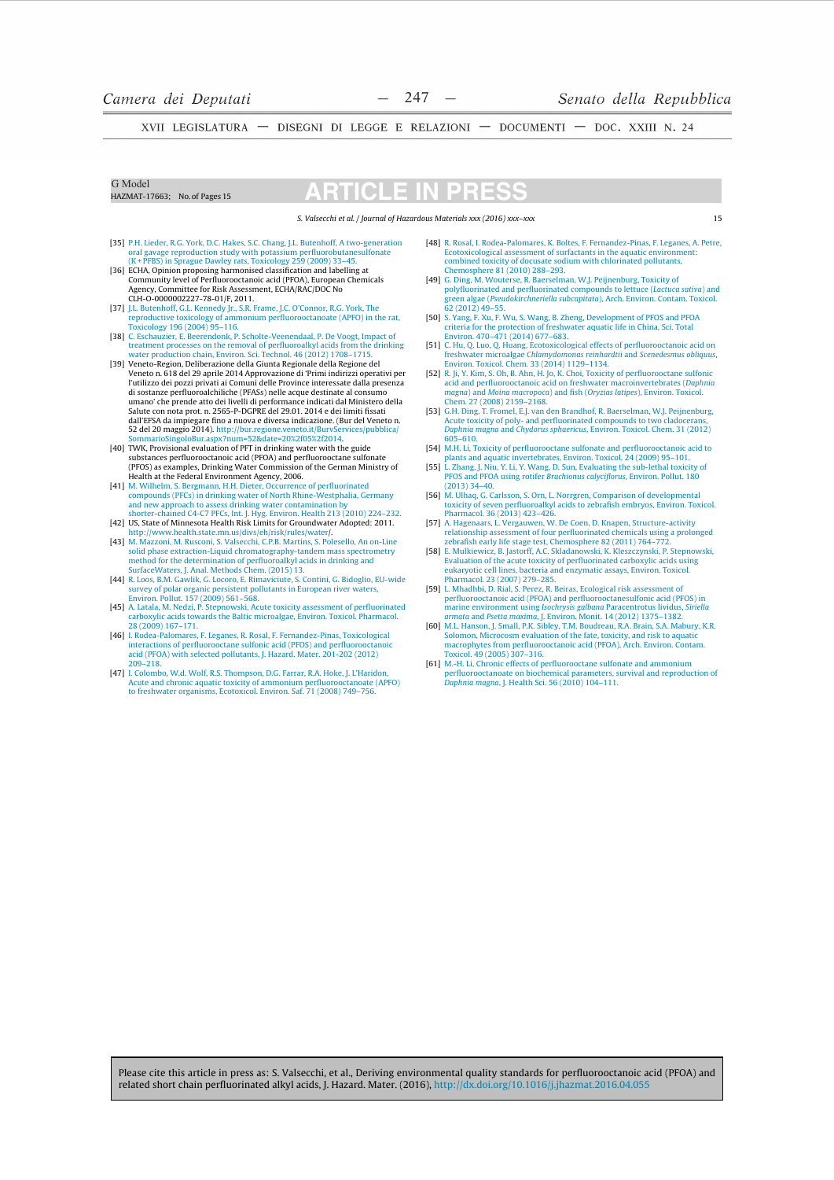[35] P.H. Lieder, R.G. York, D.C. Hakes, S.C. Chang, J.L. Butenhoff, A two-generation oral gavage reproduction study with potassium perfluorobutanesulfonate (K+PFBS) in Sprague Dawley rats, Toxicology 259 (2009) 33–45.

[36] ECHA, Opinion proposing harmonised classification and labelling at Community level of Perfluorooctanoic acid (PFOA), European Chemicals Agency, Committee for Risk Assessment, ECHA/RAC/DOC No CLH-O-0000002227-78-01/F, 2011.

[37] J.L. Butenhoff, G.L. Kennedy Jr., S.R. Frame, J.C. O'Connor, R.G. York, The reproductive toxicology of ammonium perfluorooctanoate (APFO) in the rat, Toxicology 196 (2004) 95–116.

[38] C. Eschauzier, E. Beerendonk, P. Scholte-Veenendaal, P. De Voogt, Impact of treatment processes on the removal of perfluoroalkyl acids from the drinking water production chain, Environ. Sci. Technol. 46 (2012) 1708–1715.

[39] Veneto-Region, Deliberazione della Giunta Regionale della Regione del Veneto n. 618 del 29 aprile 2014 Approvazione di 'Primi indirizzi operativi per l'utilizzo dei pozzi privati ai Comuni delle Province interessate dalla presenza di sostanze perfluoroalchiliche (PFASs) nelle acque destinate al consumo umano' che prende atto dei livelli di performance indicati dal Ministero della Salute con nota prot. n. 2565-P-DGPRE del 29.01. 2014 e dei limiti fissati dall'EFSA da impiegare fino a nuova e diversa indicazione. (Bur del Veneto n. 52 del 20 maggio 2014). http://bur.regione.veneto.it/BurvServices/pubblica/SommarioSingoloBur.aspx?num=52&date=20%2f05%2f2014.

[40] TWK, Provisional evaluation of PFT in drinking water with the guide substances perfluorooctanoic acid (PFOA) and perfluorooctane sulfonate (PFOS) as examples, Drinking Water Commission of the German Ministry of Health at the Federal Environment Agency, 2006.

[41] M. Wilhelm, S. Bergmann, H.H. Dieter, Occurrence of perfluorinated compounds (PFCs) in drinking water of North Rhine-Westphalia, Germany and new approach to assess drinking water contamination by shorter-chained C4-C7 PFCs, Int. J. Hyg. Environ. Health 213 (2010) 224–232.

[42] US, State of Minnesota Health Risk Limits for Groundwater Adopted: 2011. http://www.health.state.mn.us/divs/eh/risk/rules/water/.

[43] M. Mazzoni, M. Rusconi, S. Valsecchi, C.P.B. Martins, S. Polesello, An on-Line solid phase extraction-Liquid chromatography-tandem mass spectrometry method for the determination of perfluoroalkyl acids in drinking and SurfaceWaters, J. Anal. Methods Chem. (2015) 13.

[44] R. Loos, B.M. Gawlik, G. Locoro, E. Rimaviciute, S. Contini, G. Bidoglio, EU-wide survey of polar organic persistent pollutants in European river waters, Environ. Pollut. 157 (2009) 561–568.

[45] A. Latala, M. Nedzi, P. Stepnowski, Acute toxicity assessment of perfluorinated carboxylic acids towards the Baltic microalgae, Environ. Toxicol. Pharmacol. 28 (2009) 167–171.

[46] I. Rodea-Palomares, F. Leganes, R. Rosal, F. Fernandez-Pinas, Toxicological interactions of perfluorooctane sulfonic acid (PFOS) and perfluorooctanoic acid (PFOA) with selected pollutants, J. Hazard. Mater. 201-202 (2012) 209–218.

[47] I. Colombo, W.d. Wolf, R.S. Thompson, D.G. Farrar, R.A. Hoke, J. L'Haridon, Acute and chronic aquatic toxicity of ammonium perfluorooctanoate (APFO) to freshwater organisms, Ecotoxicol. Environ. Saf. 71 (2008) 749–756.

[48] R. Rosal, I. Rodea-Palomares, K. Boltes, F. Fernandez-Pinas, F. Leganes, A. Petre, Ecotoxicological assessment of surfactants in the aquatic environment: combined toxicity of docusate sodium with chlorinated pollutants, Chemosphere 81 (2010) 288–293.

[49] G. Ding, M. Wouterse, R. Baerselman, W.J. Peijnenburg, Toxicity of polyfluorinated and perfluorinated compounds to lettuce (*Lactuca sativa*) and green algae (*Pseudokirchneriella subcapitata*), Arch. Environ. Contam. Toxicol. 62 (2012) 49–55.

[50] S. Yang, F. Xu, F. Wu, S. Wang, B. Zheng, Development of PFOS and PFOA criteria for the protection of freshwater aquatic life in China, Sci. Total Environ. 470–471 (2014) 677–683.

[51] C. Hu, Q. Luo, Q. Huang, Ecotoxicological effects of perfluorooctanoic acid on freshwater microalgae *Chlamydomonas reinhardtii* and *Scenedesmus obliquus*, Environ. Toxicol. Chem. 33 (2014) 1129–1134.

[52] R. Ji, Y. Kim, S. Oh, B. Ahn, H. Jo, K. Choi, Toxicity of perfluorooctane sulfonic acid and perfluorooctanoic acid on freshwater macroinvertebrates (*Daphnia magna*) and *Moina macropoca*) and fish (*Oryzias latipes*), Environ. Toxicol. Chem. 27 (2008) 2159–2168.

[53] G.H. Ding, T. Fromel, E.J. van den Brandhof, R. Baerselman, W.J. Peijnenburg, Acute toxicity of poly- and perfluorinated compounds to two cladocerans, *Daphnia magna* and *Chydorus sphaericus*, Environ. Toxicol. Chem. 31 (2012) 605–610.

[54] M.H. Li, Toxicity of perfluorooctane sulfonate and perfluorooctanoic acid to plants and aquatic invertebrates, Environ. Toxicol. 24 (2009) 95–101.

[55] L. Zhang, J. Niu, Y. Li, Y. Wang, D. Sun, Evaluating the sub-lethal toxicity of PFOS and PFOA using rotifer *Brachionus calyciflorus*, Environ. Pollut. 180 (2013) 34–40.

[56] M. Ulhaq, G. Carlsson, S. Orn, L. Norrgren, Comparison of developmental toxicity of seven perfluoroalkyl acids to zebrafish embryos, Environ. Toxicol. Pharmacol. 36 (2013) 423–426.

[57] A. Hagenaars, L. Vergauwen, W. De Coen, D. Knapen, Structure-activity relationship assessment of four perfluorinated chemicals using a prolonged zebrafish early life stage test, Chemosphere 82 (2011) 764–772.

[58] E. Mulkiewicz, B. Jastorff, A.C. Skladanowski, K. Kleszczynski, P. Stepnowski, Evaluation of the acute toxicity of perfluorinated carboxylic acids using eukaryotic cell lines, bacteria and enzymatic assays, Environ. Toxicol. Pharmacol. 23 (2007) 279–285.

[59] L. Mhadhbi, D. Rial, S. Perez, R. Beiras, Ecological risk assessment of perfluorooctanoic acid (PFOA) and perfluorooctanesulfonic acid (PFOS) in marine environment using *Isochrysis galbana* Paracentrotus lividus, *Siriella armata* and *Psetta maxima*, J. Environ. Monit. 14 (2012) 1375–1382.

[60] M.L. Hanson, J. Small, P.K. Sibley, T.M. Boudreau, R.A. Brain, S.A. Mabury, K.R. Solomon, Microcosm evaluation of the fate, toxicity, and risk to aquatic macrophytes from perfluorooctanoic acid (PFOA), Arch. Environ. Contam. Toxicol. 49 (2005) 307–316.

[61] M.-H. Li, Chronic effects of perfluorooctane sulfonate and ammonium perfluorooctanoate on biochemical parameters, survival and reproduction of *Daphnia magna*, J. Health Sci. 56 (2010) 104–111.

Please cite this article in press as: S. Valsecchi, et al., Deriving environmental quality standards for perfluorooctanoic acid (PFOA) and related short chain perfluorinated alkyl acids, J. Hazard. Mater. (2016), http://dx.doi.org/10.1016/j.jhazmat.2016.04.055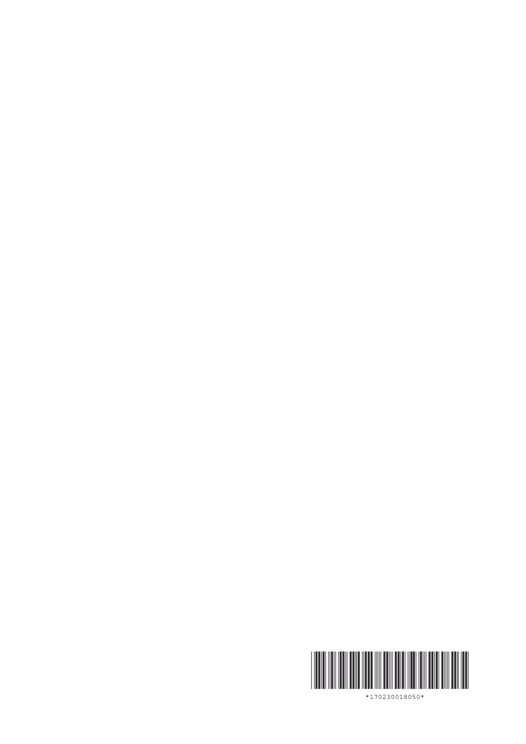*170230018050*